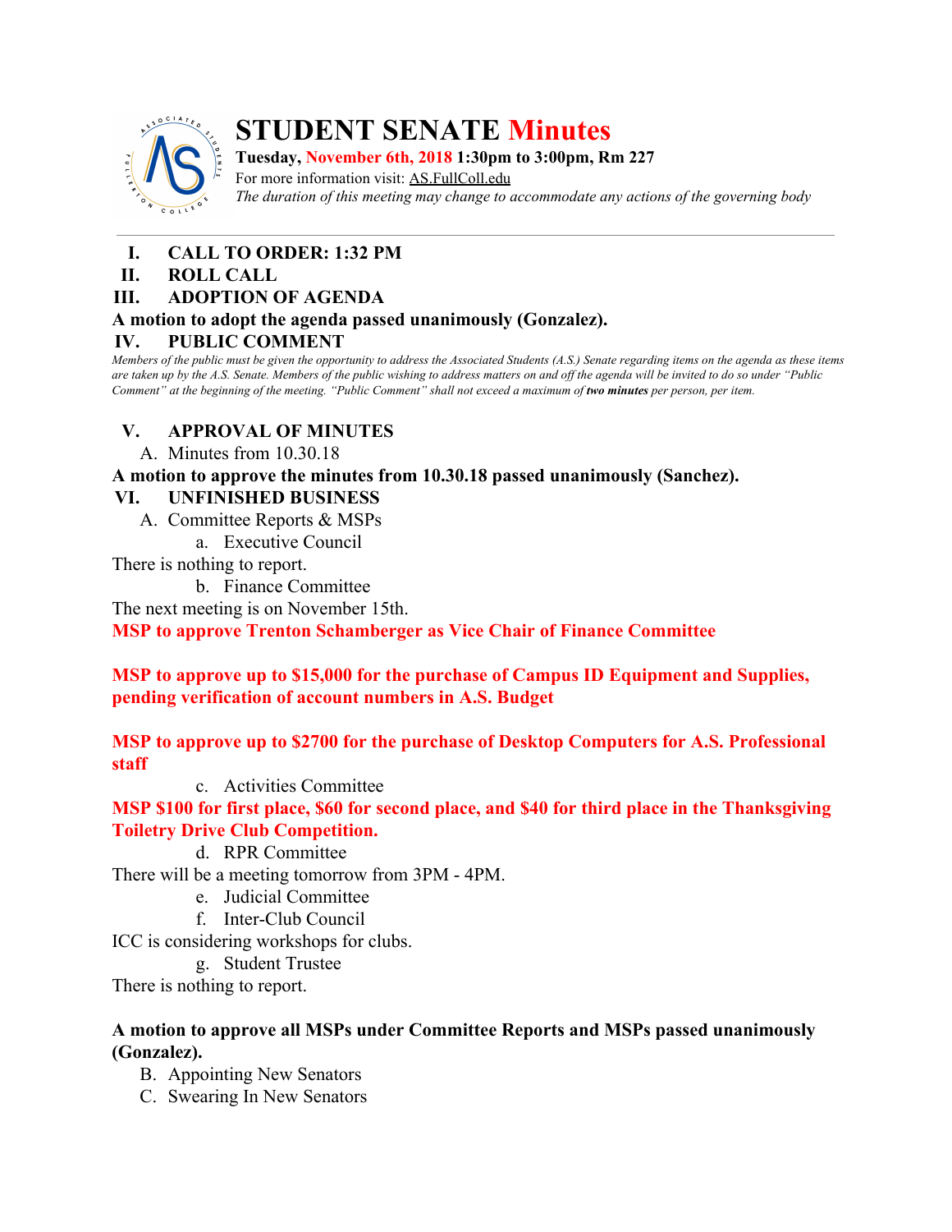# STUDENT SENATE Minutes

**Tuesday, November 6th, 2018 1:30pm to 3:00pm, Rm 227**

For more information visit: AS.FullColl.edu

*The duration of this meeting may change to accommodate any actions of the governing body*

---

## I. CALL TO ORDER: 1:32 PM

## II. ROLL CALL

## III. ADOPTION OF AGENDA

**A motion to adopt the agenda passed unanimously (Gonzalez).**

## IV. PUBLIC COMMENT

*Members of the public must be given the opportunity to address the Associated Students (A.S.) Senate regarding items on the agenda as these items are taken up by the A.S. Senate. Members of the public wishing to address matters on and off the agenda will be invited to do so under "Public Comment" at the beginning of the meeting. "Public Comment" shall not exceed a maximum of **two minutes** per person, per item.*

## V. APPROVAL OF MINUTES

A. Minutes from 10.30.18

**A motion to approve the minutes from 10.30.18 passed unanimously (Sanchez).**

## VI. UNFINISHED BUSINESS

A. Committee Reports & MSPs

a. Executive Council

There is nothing to report.

b. Finance Committee

The next meeting is on November 15th.

**MSP to approve Trenton Schamberger as Vice Chair of Finance Committee**

**MSP to approve up to $15,000 for the purchase of Campus ID Equipment and Supplies, pending verification of account numbers in A.S. Budget**

**MSP to approve up to $2700 for the purchase of Desktop Computers for A.S. Professional staff**

c. Activities Committee

**MSP $100 for first place, $60 for second place, and $40 for third place in the Thanksgiving Toiletry Drive Club Competition.**

d. RPR Committee

There will be a meeting tomorrow from 3PM - 4PM.

e. Judicial Committee

f. Inter-Club Council

ICC is considering workshops for clubs.

g. Student Trustee

There is nothing to report.

**A motion to approve all MSPs under Committee Reports and MSPs passed unanimously (Gonzalez).**

B. Appointing New Senators

C. Swearing In New Senators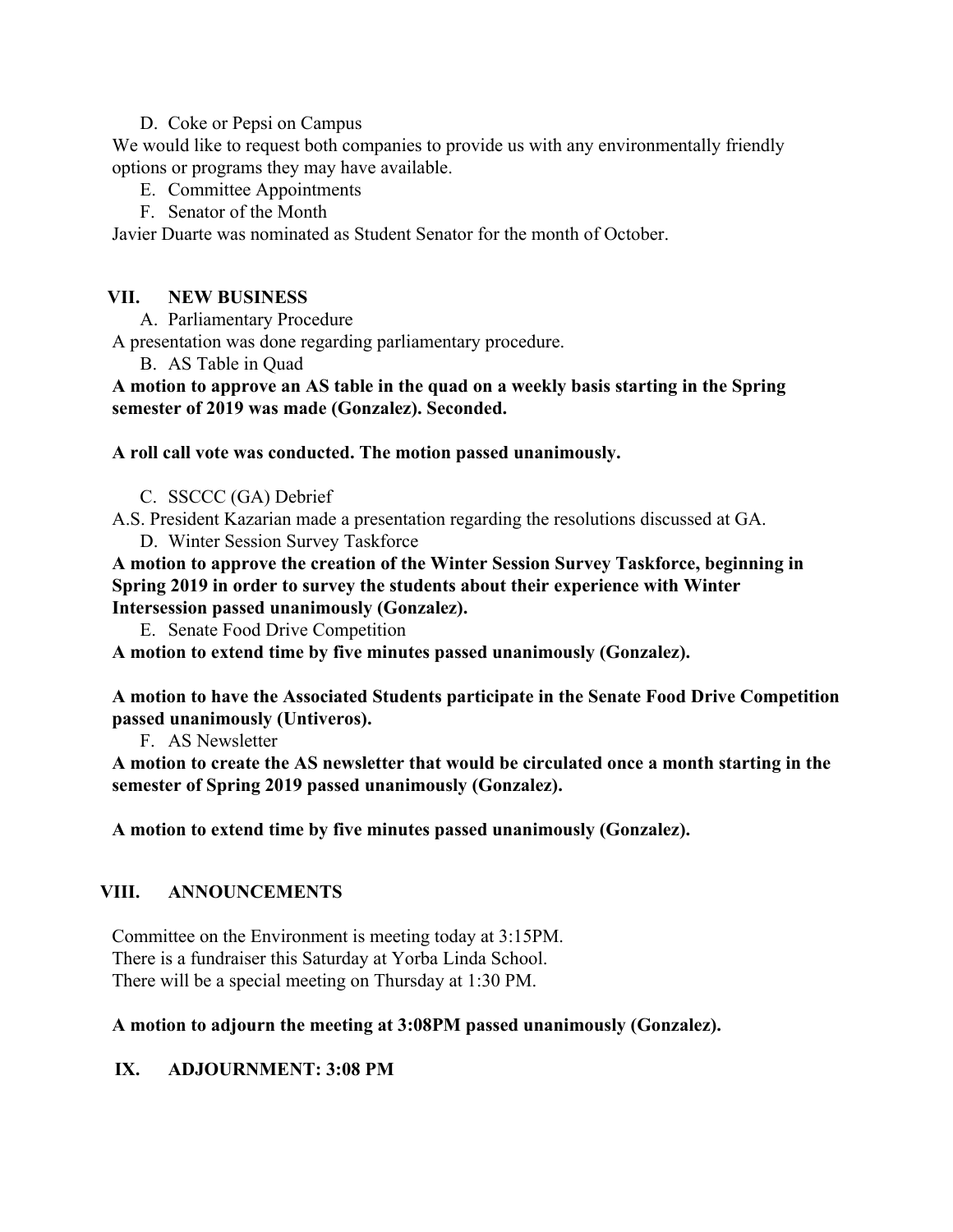D. Coke or Pepsi on Campus

We would like to request both companies to provide us with any environmentally friendly options or programs they may have available.

E. Committee Appointments

F. Senator of the Month

Javier Duarte was nominated as Student Senator for the month of October.

## VII. NEW BUSINESS

A. Parliamentary Procedure

A presentation was done regarding parliamentary procedure.

B. AS Table in Quad

**A motion to approve an AS table in the quad on a weekly basis starting in the Spring semester of 2019 was made (Gonzalez). Seconded.**

**A roll call vote was conducted. The motion passed unanimously.**

C. SSCCC (GA) Debrief

A.S. President Kazarian made a presentation regarding the resolutions discussed at GA.

D. Winter Session Survey Taskforce

**A motion to approve the creation of the Winter Session Survey Taskforce, beginning in Spring 2019 in order to survey the students about their experience with Winter Intersession passed unanimously (Gonzalez).**

E. Senate Food Drive Competition

**A motion to extend time by five minutes passed unanimously (Gonzalez).**

**A motion to have the Associated Students participate in the Senate Food Drive Competition passed unanimously (Untiveros).**

F. AS Newsletter

**A motion to create the AS newsletter that would be circulated once a month starting in the semester of Spring 2019 passed unanimously (Gonzalez).**

**A motion to extend time by five minutes passed unanimously (Gonzalez).**

## VIII. ANNOUNCEMENTS

Committee on the Environment is meeting today at 3:15PM.
There is a fundraiser this Saturday at Yorba Linda School.
There will be a special meeting on Thursday at 1:30 PM.

**A motion to adjourn the meeting at 3:08PM passed unanimously (Gonzalez).**

## IX. ADJOURNMENT: 3:08 PM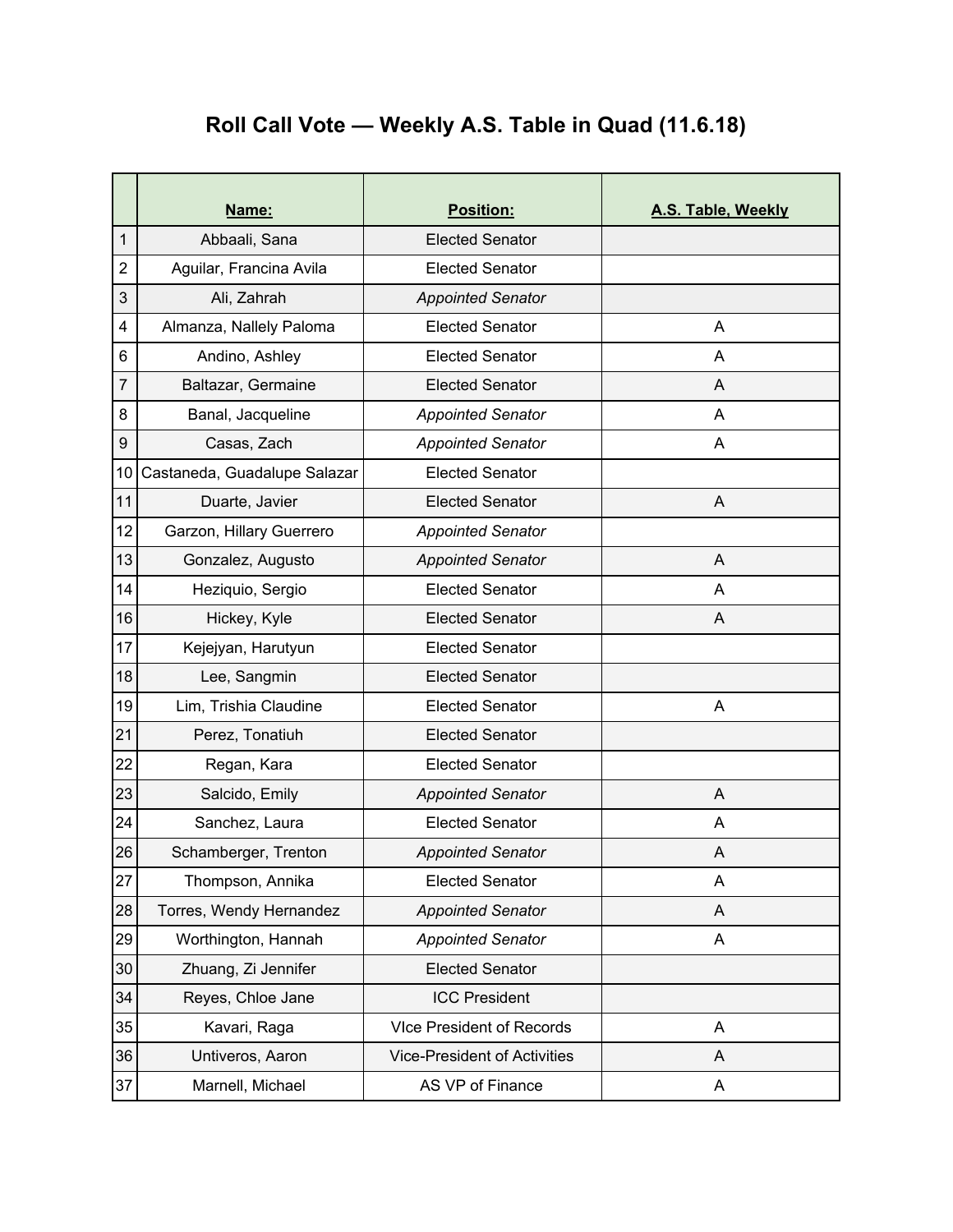# Roll Call Vote — Weekly A.S. Table in Quad (11.6.18)

| | **Name:** | **Position:** | **A.S. Table, Weekly** |
|---|---|---|---|
| 1 | Abbaali, Sana | Elected Senator | |
| 2 | Aguilar, Francina Avila | Elected Senator | |
| 3 | Ali, Zahrah | *Appointed Senator* | |
| 4 | Almanza, Nallely Paloma | Elected Senator | A |
| 6 | Andino, Ashley | Elected Senator | A |
| 7 | Baltazar, Germaine | Elected Senator | A |
| 8 | Banal, Jacqueline | *Appointed Senator* | A |
| 9 | Casas, Zach | *Appointed Senator* | A |
| 10 | Castaneda, Guadalupe Salazar | Elected Senator | |
| 11 | Duarte, Javier | Elected Senator | A |
| 12 | Garzon, Hillary Guerrero | *Appointed Senator* | |
| 13 | Gonzalez, Augusto | *Appointed Senator* | A |
| 14 | Heziquio, Sergio | Elected Senator | A |
| 16 | Hickey, Kyle | Elected Senator | A |
| 17 | Kejejyan, Harutyun | Elected Senator | |
| 18 | Lee, Sangmin | Elected Senator | |
| 19 | Lim, Trishia Claudine | Elected Senator | A |
| 21 | Perez, Tonatiuh | Elected Senator | |
| 22 | Regan, Kara | Elected Senator | |
| 23 | Salcido, Emily | *Appointed Senator* | A |
| 24 | Sanchez, Laura | Elected Senator | A |
| 26 | Schamberger, Trenton | *Appointed Senator* | A |
| 27 | Thompson, Annika | Elected Senator | A |
| 28 | Torres, Wendy Hernandez | *Appointed Senator* | A |
| 29 | Worthington, Hannah | *Appointed Senator* | A |
| 30 | Zhuang, Zi Jennifer | Elected Senator | |
| 34 | Reyes, Chloe Jane | ICC President | |
| 35 | Kavari, Raga | VIce President of Records | A |
| 36 | Untiveros, Aaron | Vice-President of Activities | A |
| 37 | Marnell, Michael | AS VP of Finance | A |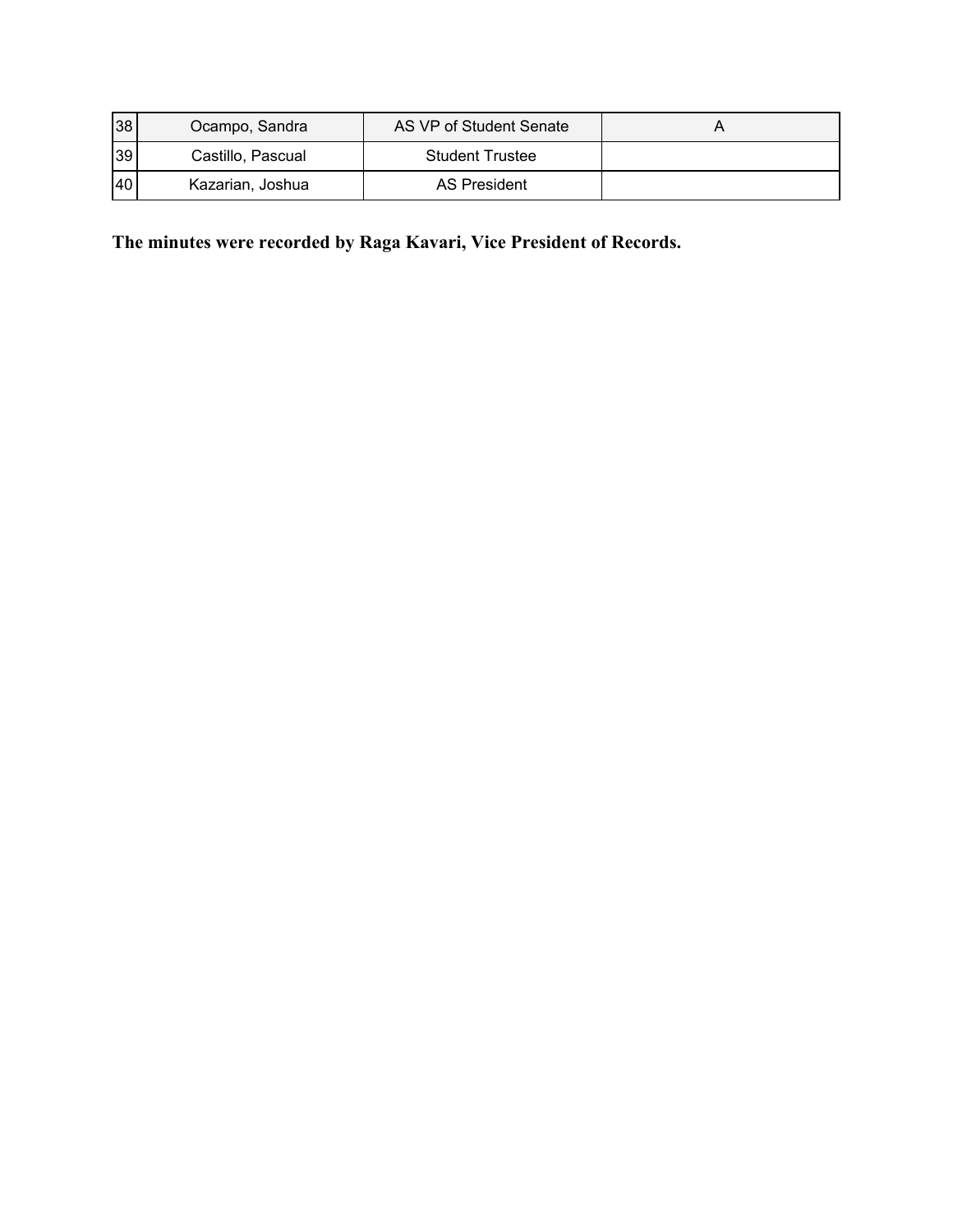| | | | |
|---|---|---|---|
| 38 | Ocampo, Sandra | AS VP of Student Senate | A |
| 39 | Castillo, Pascual | Student Trustee | |
| 40 | Kazarian, Joshua | AS President | |

**The minutes were recorded by Raga Kavari, Vice President of Records.**